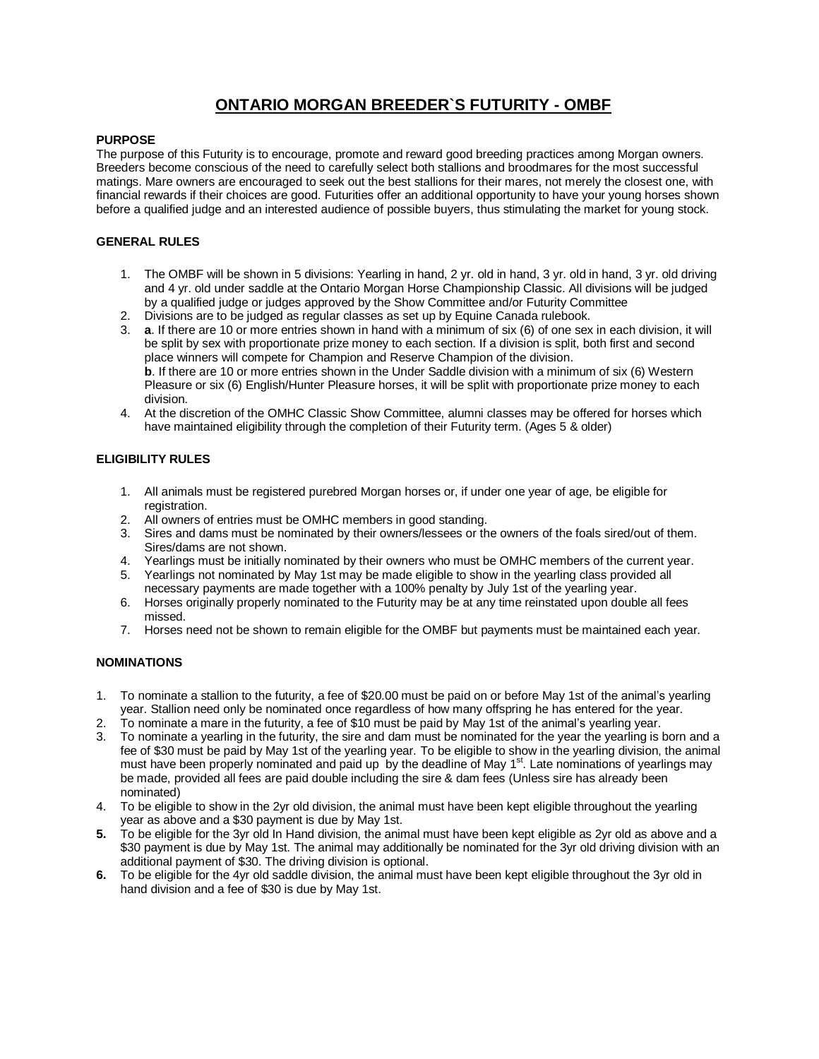# ONTARIO MORGAN BREEDER`S FUTURITY - OMBF

### PURPOSE

The purpose of this Futurity is to encourage, promote and reward good breeding practices among Morgan owners. Breeders become conscious of the need to carefully select both stallions and broodmares for the most successful matings. Mare owners are encouraged to seek out the best stallions for their mares, not merely the closest one, with financial rewards if their choices are good. Futurities offer an additional opportunity to have your young horses shown before a qualified judge and an interested audience of possible buyers, thus stimulating the market for young stock.

### GENERAL RULES

1. The OMBF will be shown in 5 divisions: Yearling in hand, 2 yr. old in hand, 3 yr. old in hand, 3 yr. old driving and 4 yr. old under saddle at the Ontario Morgan Horse Championship Classic. All divisions will be judged by a qualified judge or judges approved by the Show Committee and/or Futurity Committee
2. Divisions are to be judged as regular classes as set up by Equine Canada rulebook.
3. **a**. If there are 10 or more entries shown in hand with a minimum of six (6) of one sex in each division, it will be split by sex with proportionate prize money to each section. If a division is split, both first and second place winners will compete for Champion and Reserve Champion of the division.
   **b**. If there are 10 or more entries shown in the Under Saddle division with a minimum of six (6) Western Pleasure or six (6) English/Hunter Pleasure horses, it will be split with proportionate prize money to each division.
4. At the discretion of the OMHC Classic Show Committee, alumni classes may be offered for horses which have maintained eligibility through the completion of their Futurity term. (Ages 5 & older)

### ELIGIBILITY RULES

1. All animals must be registered purebred Morgan horses or, if under one year of age, be eligible for registration.
2. All owners of entries must be OMHC members in good standing.
3. Sires and dams must be nominated by their owners/lessees or the owners of the foals sired/out of them. Sires/dams are not shown.
4. Yearlings must be initially nominated by their owners who must be OMHC members of the current year.
5. Yearlings not nominated by May 1st may be made eligible to show in the yearling class provided all necessary payments are made together with a 100% penalty by July 1st of the yearling year.
6. Horses originally properly nominated to the Futurity may be at any time reinstated upon double all fees missed.
7. Horses need not be shown to remain eligible for the OMBF but payments must be maintained each year.

### NOMINATIONS

1. To nominate a stallion to the futurity, a fee of $20.00 must be paid on or before May 1st of the animal's yearling year. Stallion need only be nominated once regardless of how many offspring he has entered for the year.
2. To nominate a mare in the futurity, a fee of $10 must be paid by May 1st of the animal's yearling year.
3. To nominate a yearling in the futurity, the sire and dam must be nominated for the year the yearling is born and a fee of $30 must be paid by May 1st of the yearling year. To be eligible to show in the yearling division, the animal must have been properly nominated and paid up by the deadline of May 1st. Late nominations of yearlings may be made, provided all fees are paid double including the sire & dam fees (Unless sire has already been nominated)
4. To be eligible to show in the 2yr old division, the animal must have been kept eligible throughout the yearling year as above and a $30 payment is due by May 1st.
5. To be eligible for the 3yr old In Hand division, the animal must have been kept eligible as 2yr old as above and a $30 payment is due by May 1st. The animal may additionally be nominated for the 3yr old driving division with an additional payment of $30. The driving division is optional.
6. To be eligible for the 4yr old saddle division, the animal must have been kept eligible throughout the 3yr old in hand division and a fee of $30 is due by May 1st.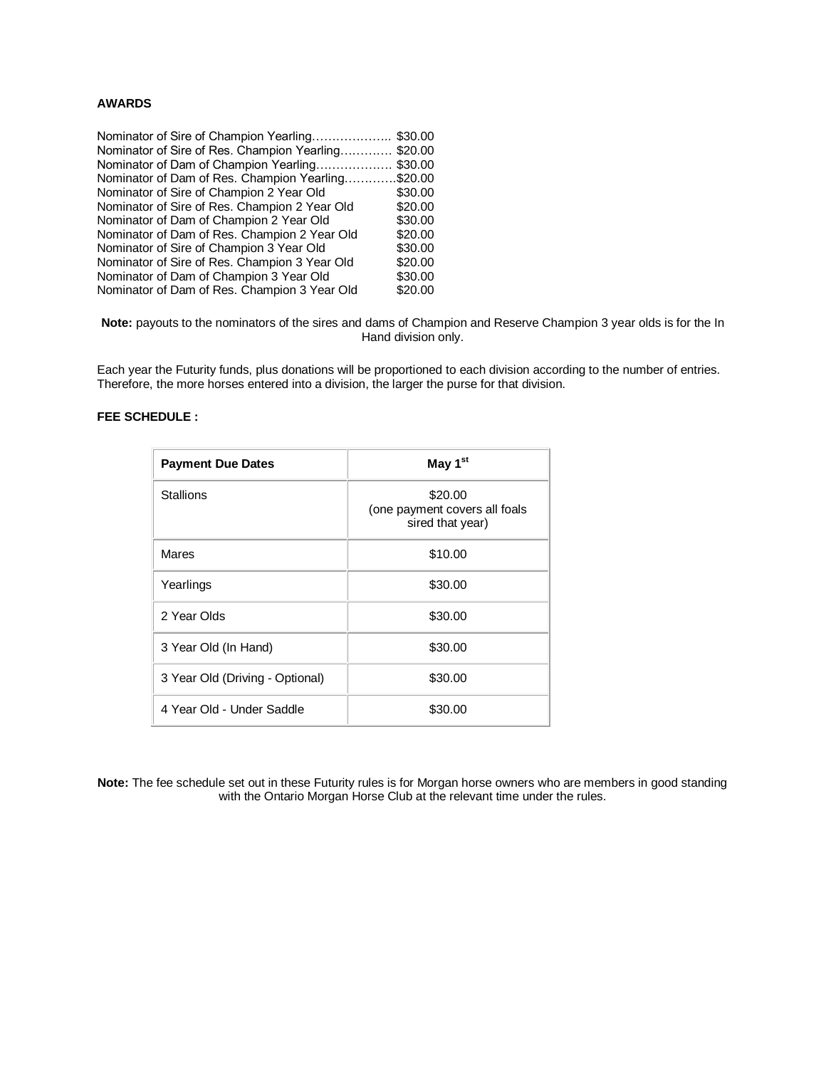**AWARDS**

Nominator of Sire of Champion Yearling……………….. $30.00
Nominator of Sire of Res. Champion Yearling………… $20.00
Nominator of Dam of Champion Yearling………………. $30.00
Nominator of Dam of Res. Champion Yearling………….$20.00
Nominator of Sire of Champion 2 Year Old $30.00
Nominator of Sire of Res. Champion 2 Year Old $20.00
Nominator of Dam of Champion 2 Year Old $30.00
Nominator of Dam of Res. Champion 2 Year Old $20.00
Nominator of Sire of Champion 3 Year Old $30.00
Nominator of Sire of Res. Champion 3 Year Old $20.00
Nominator of Dam of Champion 3 Year Old $30.00
Nominator of Dam of Res. Champion 3 Year Old $20.00

**Note:** payouts to the nominators of the sires and dams of Champion and Reserve Champion 3 year olds is for the In Hand division only.

Each year the Futurity funds, plus donations will be proportioned to each division according to the number of entries. Therefore, the more horses entered into a division, the larger the purse for that division.

**FEE SCHEDULE :**

| **Payment Due Dates** | **May 1st** |
|---|---|
| Stallions | $20.00 (one payment covers all foals sired that year) |
| Mares | $10.00 |
| Yearlings | $30.00 |
| 2 Year Olds | $30.00 |
| 3 Year Old (In Hand) | $30.00 |
| 3 Year Old (Driving - Optional) | $30.00 |
| 4 Year Old - Under Saddle | $30.00 |

**Note:** The fee schedule set out in these Futurity rules is for Morgan horse owners who are members in good standing with the Ontario Morgan Horse Club at the relevant time under the rules.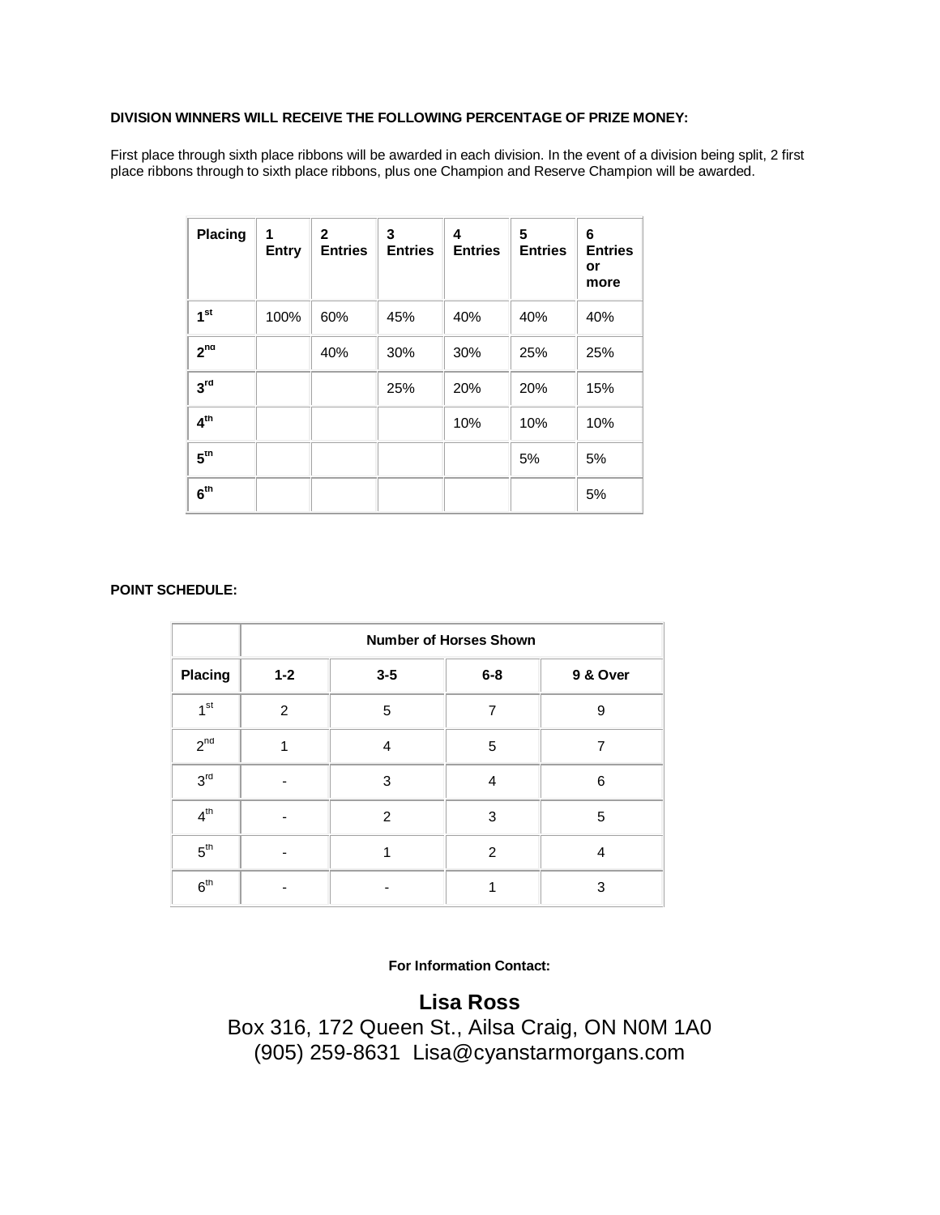**DIVISION WINNERS WILL RECEIVE THE FOLLOWING PERCENTAGE OF PRIZE MONEY:**

First place through sixth place ribbons will be awarded in each division. In the event of a division being split, 2 first place ribbons through to sixth place ribbons, plus one Champion and Reserve Champion will be awarded.

| Placing | 1 Entry | 2 Entries | 3 Entries | 4 Entries | 5 Entries | 6 Entries or more |
|---|---|---|---|---|---|---|
| 1st | 100% | 60% | 45% | 40% | 40% | 40% |
| 2nd | | 40% | 30% | 30% | 25% | 25% |
| 3rd | | | 25% | 20% | 20% | 15% |
| 4th | | | | 10% | 10% | 10% |
| 5th | | | | | 5% | 5% |
| 6th | | | | | | 5% |

**POINT SCHEDULE:**

| | Number of Horses Shown | | | |
|---|---|---|---|---|
| **Placing** | **1-2** | **3-5** | **6-8** | **9 & Over** |
| 1st | 2 | 5 | 7 | 9 |
| 2nd | 1 | 4 | 5 | 7 |
| 3rd | - | 3 | 4 | 6 |
| 4th | - | 2 | 3 | 5 |
| 5th | - | 1 | 2 | 4 |
| 6th | - | - | 1 | 3 |

**For Information Contact:**

**Lisa Ross**
Box 316, 172 Queen St., Ailsa Craig, ON N0M 1A0
(905) 259-8631 Lisa@cyanstarmorgans.com